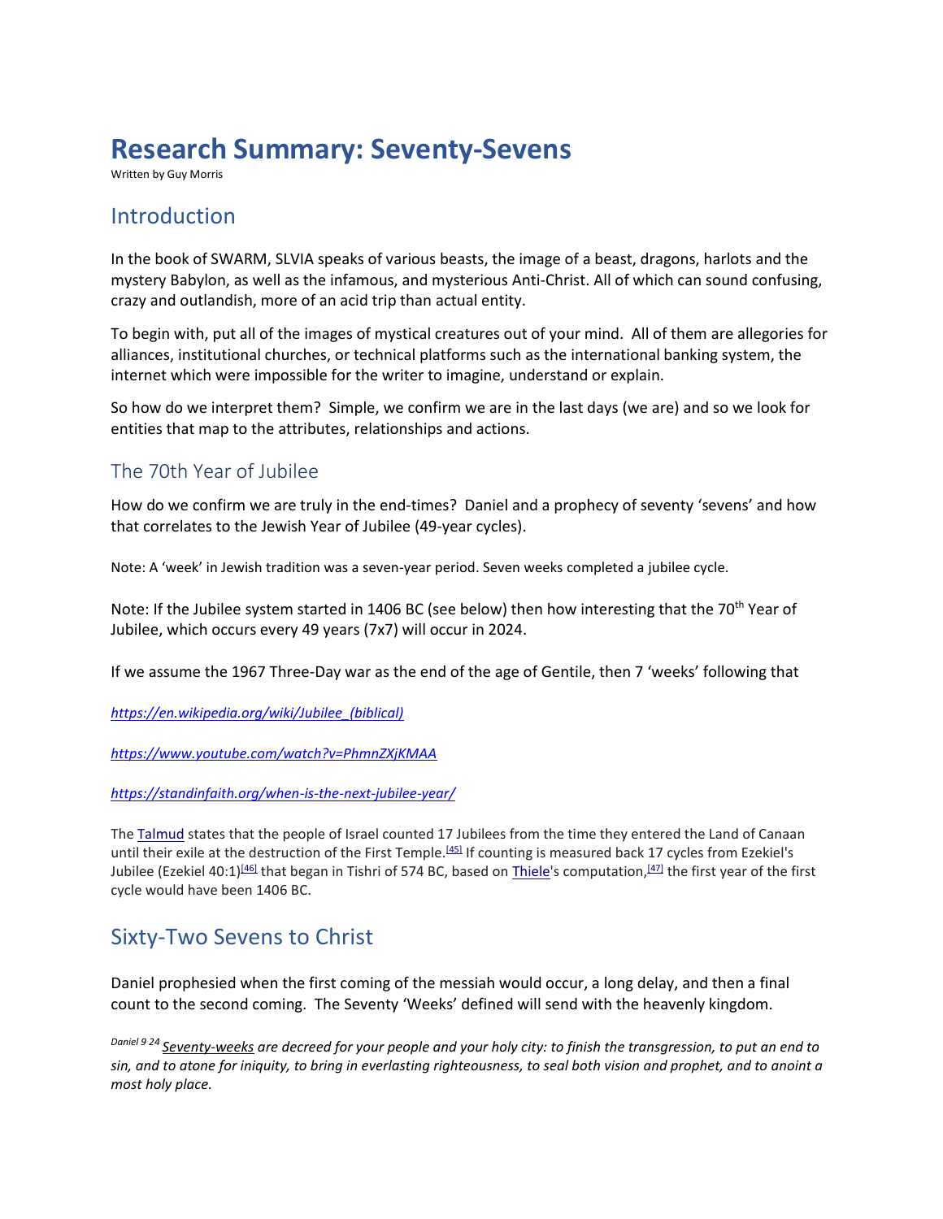# Research Summary: Seventy-Sevens

Written by Guy Morris

## Introduction

In the book of SWARM, SLVIA speaks of various beasts, the image of a beast, dragons, harlots and the mystery Babylon, as well as the infamous, and mysterious Anti-Christ. All of which can sound confusing, crazy and outlandish, more of an acid trip than actual entity.

To begin with, put all of the images of mystical creatures out of your mind. All of them are allegories for alliances, institutional churches, or technical platforms such as the international banking system, the internet which were impossible for the writer to imagine, understand or explain.

So how do we interpret them? Simple, we confirm we are in the last days (we are) and so we look for entities that map to the attributes, relationships and actions.

### The 70th Year of Jubilee

How do we confirm we are truly in the end-times? Daniel and a prophecy of seventy 'sevens' and how that correlates to the Jewish Year of Jubilee (49-year cycles).

Note: A 'week' in Jewish tradition was a seven-year period. Seven weeks completed a jubilee cycle.

Note: If the Jubilee system started in 1406 BC (see below) then how interesting that the 70th Year of Jubilee, which occurs every 49 years (7x7) will occur in 2024.

If we assume the 1967 Three-Day war as the end of the age of Gentile, then 7 'weeks' following that

*https://en.wikipedia.org/wiki/Jubilee_(biblical)*

*https://www.youtube.com/watch?v=PhmnZXjKMAA*

*https://standinfaith.org/when-is-the-next-jubilee-year/*

The Talmud states that the people of Israel counted 17 Jubilees from the time they entered the Land of Canaan until their exile at the destruction of the First Temple.[45] If counting is measured back 17 cycles from Ezekiel's Jubilee (Ezekiel 40:1)[46] that began in Tishri of 574 BC, based on Thiele's computation,[47] the first year of the first cycle would have been 1406 BC.

## Sixty-Two Sevens to Christ

Daniel prophesied when the first coming of the messiah would occur, a long delay, and then a final count to the second coming. The Seventy 'Weeks' defined will send with the heavenly kingdom.

*Daniel 9 24 Seventy-weeks are decreed for your people and your holy city: to finish the transgression, to put an end to sin, and to atone for iniquity, to bring in everlasting righteousness, to seal both vision and prophet, and to anoint a most holy place.*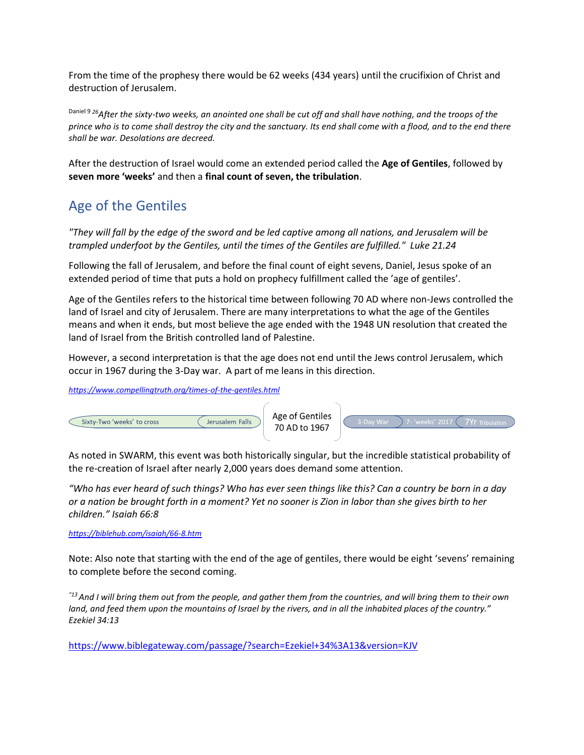From the time of the prophesy there would be 62 weeks (434 years) until the crucifixion of Christ and destruction of Jerusalem.

Daniel 9 [26]*After the sixty-two weeks, an anointed one shall be cut off and shall have nothing, and the troops of the prince who is to come shall destroy the city and the sanctuary. Its end shall come with a flood, and to the end there shall be war. Desolations are decreed.*

After the destruction of Israel would come an extended period called the **Age of Gentiles**, followed by **seven more 'weeks'** and then a **final count of seven, the tribulation**.

## Age of the Gentiles

*"They will fall by the edge of the sword and be led captive among all nations, and Jerusalem will be trampled underfoot by the Gentiles, until the times of the Gentiles are fulfilled." Luke 21.24*

Following the fall of Jerusalem, and before the final count of eight sevens, Daniel, Jesus spoke of an extended period of time that puts a hold on prophecy fulfillment called the 'age of gentiles'.

Age of the Gentiles refers to the historical time between following 70 AD where non-Jews controlled the land of Israel and city of Jerusalem. There are many interpretations to what the age of the Gentiles means and when it ends, but most believe the age ended with the 1948 UN resolution that created the land of Israel from the British controlled land of Palestine.

However, a second interpretation is that the age does not end until the Jews control Jerusalem, which occur in 1967 during the 3-Day war. A part of me leans in this direction.

*https://www.compellingtruth.org/times-of-the-gentiles.html*

Sixty-Two 'weeks' to cross | Jerusalem Falls | Age of Gentiles 70 AD to 1967 | 3-Day War | 7- 'weeks' 2017 | 7Yr Tribulation

As noted in SWARM, this event was both historically singular, but the incredible statistical probability of the re-creation of Israel after nearly 2,000 years does demand some attention.

*"Who has ever heard of such things? Who has ever seen things like this? Can a country be born in a day or a nation be brought forth in a moment? Yet no sooner is Zion in labor than she gives birth to her children." Isaiah 66:8*

*https://biblehub.com/isaiah/66-8.htm*

Note: Also note that starting with the end of the age of gentiles, there would be eight 'sevens' remaining to complete before the second coming.

*"[13] And I will bring them out from the people, and gather them from the countries, and will bring them to their own land, and feed them upon the mountains of Israel by the rivers, and in all the inhabited places of the country." Ezekiel 34:13*

https://www.biblegateway.com/passage/?search=Ezekiel+34%3A13&version=KJV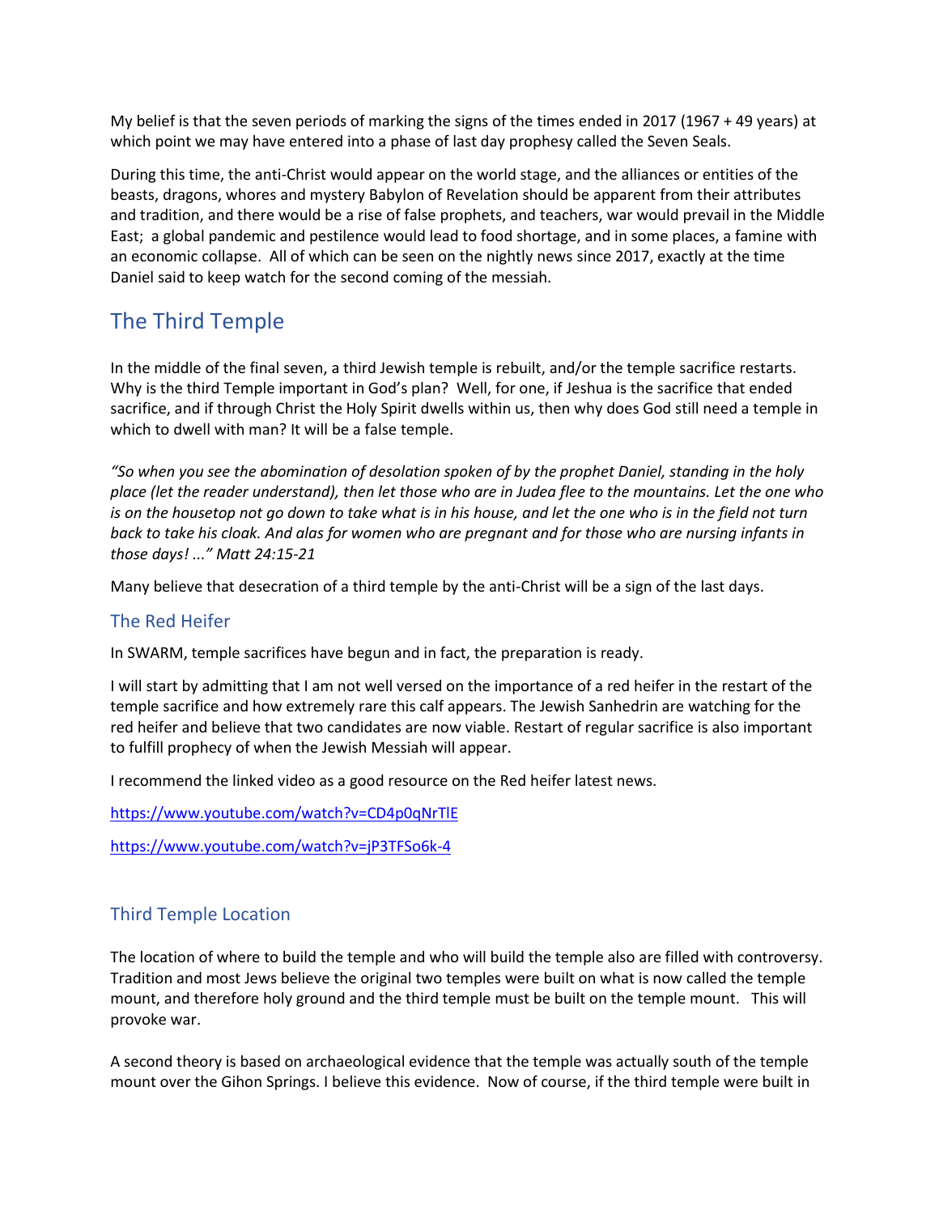My belief is that the seven periods of marking the signs of the times ended in 2017 (1967 + 49 years) at which point we may have entered into a phase of last day prophesy called the Seven Seals.

During this time, the anti-Christ would appear on the world stage, and the alliances or entities of the beasts, dragons, whores and mystery Babylon of Revelation should be apparent from their attributes and tradition, and there would be a rise of false prophets, and teachers, war would prevail in the Middle East; a global pandemic and pestilence would lead to food shortage, and in some places, a famine with an economic collapse. All of which can be seen on the nightly news since 2017, exactly at the time Daniel said to keep watch for the second coming of the messiah.

## The Third Temple

In the middle of the final seven, a third Jewish temple is rebuilt, and/or the temple sacrifice restarts. Why is the third Temple important in God's plan? Well, for one, if Jeshua is the sacrifice that ended sacrifice, and if through Christ the Holy Spirit dwells within us, then why does God still need a temple in which to dwell with man? It will be a false temple.

*"So when you see the abomination of desolation spoken of by the prophet Daniel, standing in the holy place (let the reader understand), then let those who are in Judea flee to the mountains. Let the one who is on the housetop not go down to take what is in his house, and let the one who is in the field not turn back to take his cloak. And alas for women who are pregnant and for those who are nursing infants in those days! ..." Matt 24:15-21*

Many believe that desecration of a third temple by the anti-Christ will be a sign of the last days.

### The Red Heifer

In SWARM, temple sacrifices have begun and in fact, the preparation is ready.

I will start by admitting that I am not well versed on the importance of a red heifer in the restart of the temple sacrifice and how extremely rare this calf appears. The Jewish Sanhedrin are watching for the red heifer and believe that two candidates are now viable. Restart of regular sacrifice is also important to fulfill prophecy of when the Jewish Messiah will appear.

I recommend the linked video as a good resource on the Red heifer latest news.

https://www.youtube.com/watch?v=CD4p0qNrTlE

https://www.youtube.com/watch?v=jP3TFSo6k-4

### Third Temple Location

The location of where to build the temple and who will build the temple also are filled with controversy. Tradition and most Jews believe the original two temples were built on what is now called the temple mount, and therefore holy ground and the third temple must be built on the temple mount. This will provoke war.

A second theory is based on archaeological evidence that the temple was actually south of the temple mount over the Gihon Springs. I believe this evidence. Now of course, if the third temple were built in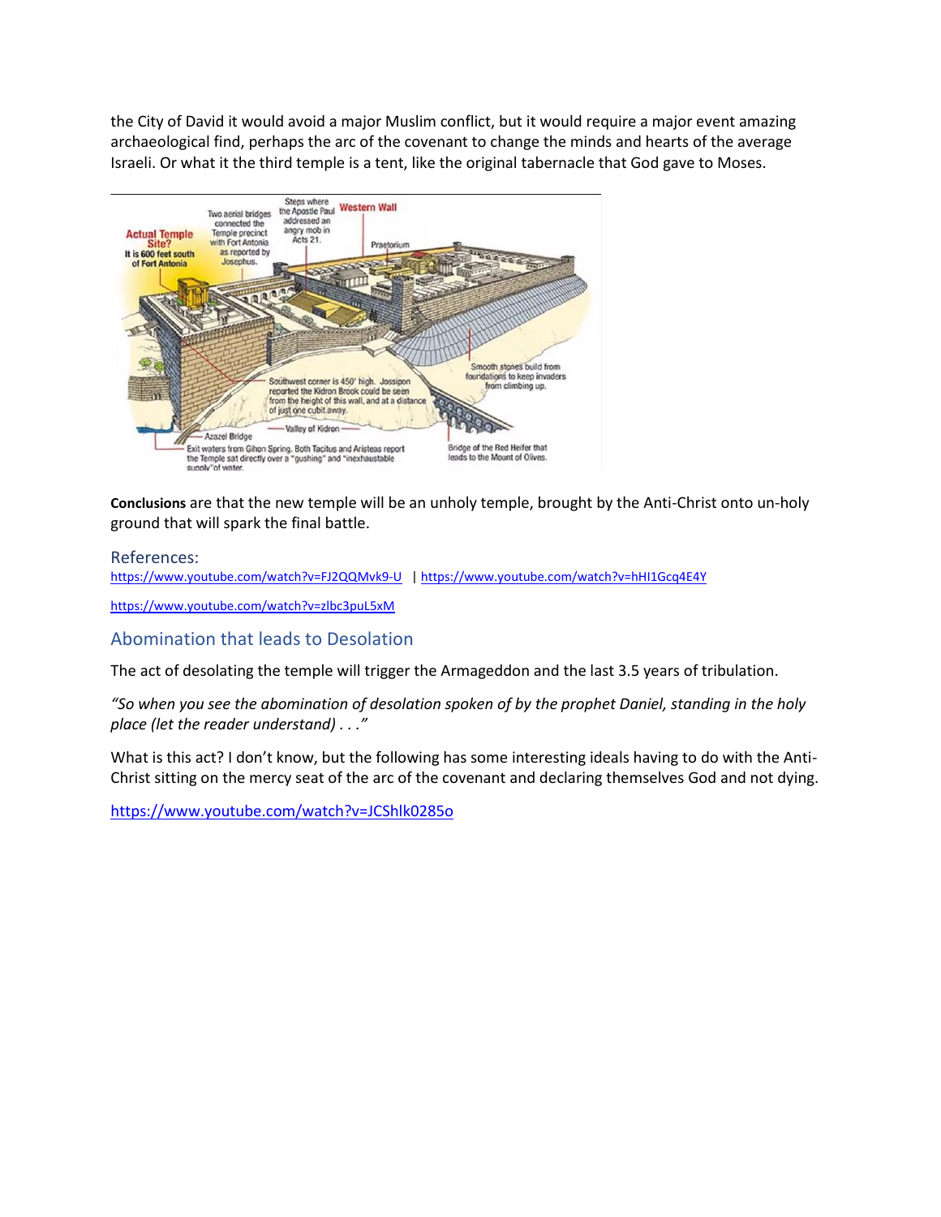the City of David it would avoid a major Muslim conflict, but it would require a major event amazing archaeological find, perhaps the arc of the covenant to change the minds and hearts of the average Israeli. Or what it the third temple is a tent, like the original tabernacle that God gave to Moses.

Actual Temple Site?
It is 600 feet south of Fort Antonia

Two aerial bridges connected the Temple precinct with Fort Antonia as reported by Josephus.

Steps where the Apostle Paul addressed an angry mob in Acts 21.

Western Wall

Praetorium

Southwest corner is 450' high. Jossipon reported the Kidron Brook could be seen from the height of this wall, and at a distance of just one cubit away.

Smooth stones build from foundations to keep invaders from climbing up.

Valley of Kidron

Azazel Bridge

Exit waters from Gihon Spring. Both Tacitus and Aristeas report the Temple sat directly over a "gushing" and "inexhaustable supply" of water.

Bridge of the Red Heifer that leads to the Mount of Olives.

**Conclusions** are that the new temple will be an unholy temple, brought by the Anti-Christ onto un-holy ground that will spark the final battle.

## References:

https://www.youtube.com/watch?v=FJ2QQMvk9-U | https://www.youtube.com/watch?v=hHI1Gcq4E4Y

https://www.youtube.com/watch?v=zIbc3puL5xM

## Abomination that leads to Desolation

The act of desolating the temple will trigger the Armageddon and the last 3.5 years of tribulation.

*"So when you see the abomination of desolation spoken of by the prophet Daniel, standing in the holy place (let the reader understand) . . ."*

What is this act? I don't know, but the following has some interesting ideals having to do with the Anti-Christ sitting on the mercy seat of the arc of the covenant and declaring themselves God and not dying.

https://www.youtube.com/watch?v=JCShlk0285o